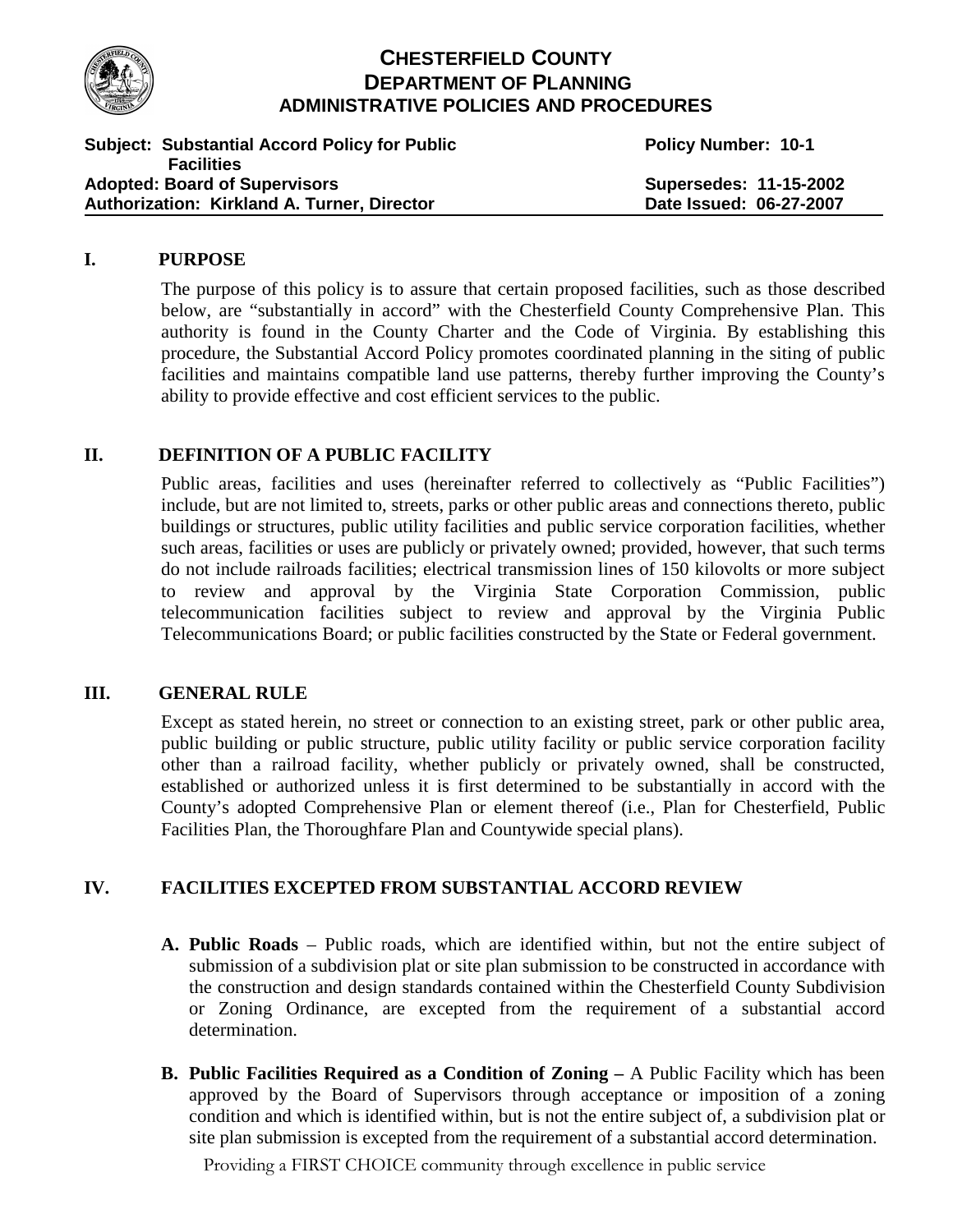# CHESTERFIELD COUNTY
# DEPARTMENT OF PLANNING
## ADMINISTRATIVE POLICIES AND PROCEDURES

**Subject: Substantial Accord Policy for Public Facilities** | **Policy Number: 10-1**
**Adopted: Board of Supervisors** | **Supersedes: 11-15-2002**
**Authorization: Kirkland A. Turner, Director** | **Date Issued: 06-27-2007**

---

## I. PURPOSE

The purpose of this policy is to assure that certain proposed facilities, such as those described below, are "substantially in accord" with the Chesterfield County Comprehensive Plan. This authority is found in the County Charter and the Code of Virginia. By establishing this procedure, the Substantial Accord Policy promotes coordinated planning in the siting of public facilities and maintains compatible land use patterns, thereby further improving the County's ability to provide effective and cost efficient services to the public.

## II. DEFINITION OF A PUBLIC FACILITY

Public areas, facilities and uses (hereinafter referred to collectively as "Public Facilities") include, but are not limited to, streets, parks or other public areas and connections thereto, public buildings or structures, public utility facilities and public service corporation facilities, whether such areas, facilities or uses are publicly or privately owned; provided, however, that such terms do not include railroads facilities; electrical transmission lines of 150 kilovolts or more subject to review and approval by the Virginia State Corporation Commission, public telecommunication facilities subject to review and approval by the Virginia Public Telecommunications Board; or public facilities constructed by the State or Federal government.

## III. GENERAL RULE

Except as stated herein, no street or connection to an existing street, park or other public area, public building or public structure, public utility facility or public service corporation facility other than a railroad facility, whether publicly or privately owned, shall be constructed, established or authorized unless it is first determined to be substantially in accord with the County's adopted Comprehensive Plan or element thereof (i.e., Plan for Chesterfield, Public Facilities Plan, the Thoroughfare Plan and Countywide special plans).

## IV. FACILITIES EXCEPTED FROM SUBSTANTIAL ACCORD REVIEW

**A. Public Roads** – Public roads, which are identified within, but not the entire subject of submission of a subdivision plat or site plan submission to be constructed in accordance with the construction and design standards contained within the Chesterfield County Subdivision or Zoning Ordinance, are excepted from the requirement of a substantial accord determination.

**B. Public Facilities Required as a Condition of Zoning –** A Public Facility which has been approved by the Board of Supervisors through acceptance or imposition of a zoning condition and which is identified within, but is not the entire subject of, a subdivision plat or site plan submission is excepted from the requirement of a substantial accord determination.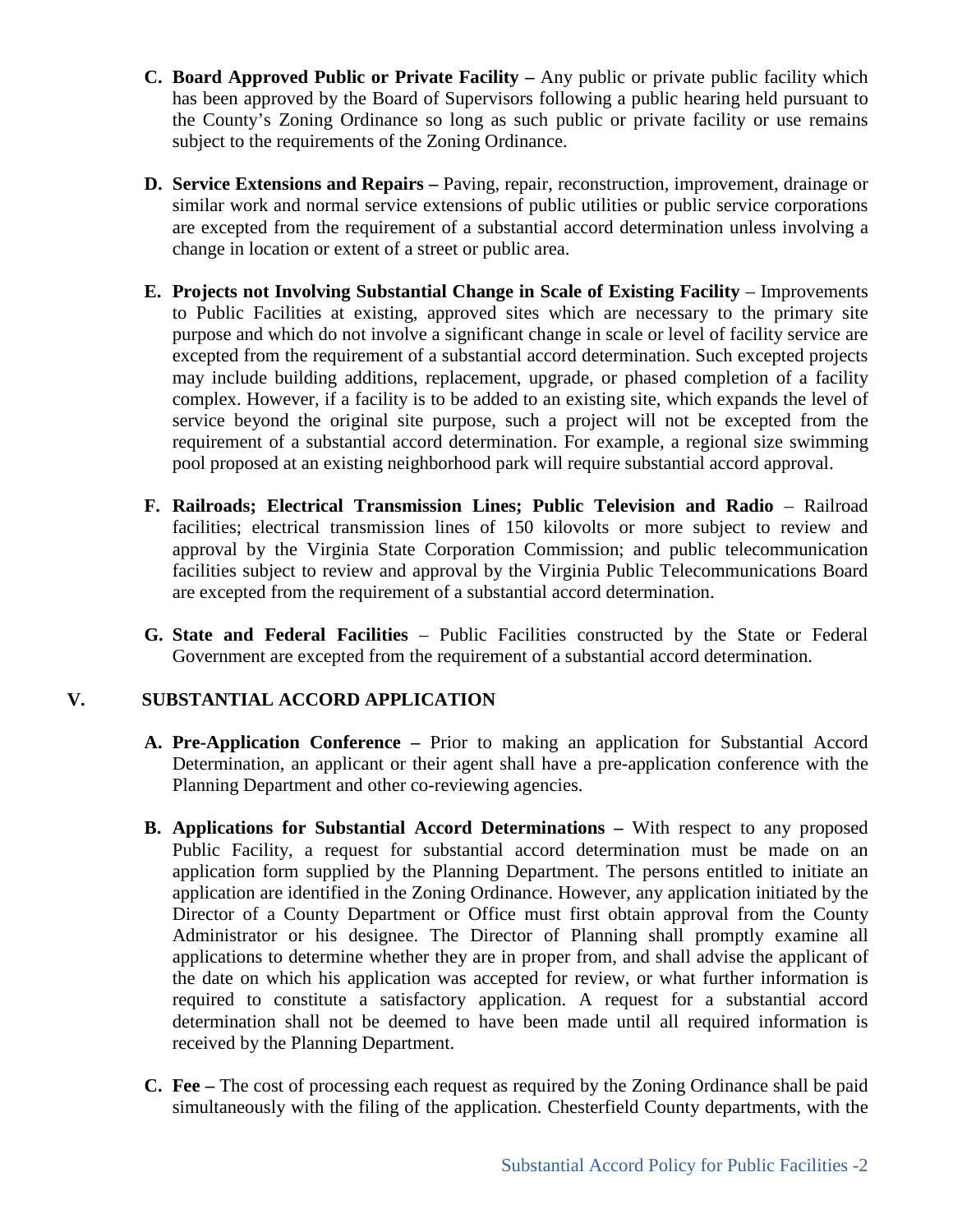C. **Board Approved Public or Private Facility –** Any public or private public facility which has been approved by the Board of Supervisors following a public hearing held pursuant to the County's Zoning Ordinance so long as such public or private facility or use remains subject to the requirements of the Zoning Ordinance.

D. **Service Extensions and Repairs –** Paving, repair, reconstruction, improvement, drainage or similar work and normal service extensions of public utilities or public service corporations are excepted from the requirement of a substantial accord determination unless involving a change in location or extent of a street or public area.

E. **Projects not Involving Substantial Change in Scale of Existing Facility** – Improvements to Public Facilities at existing, approved sites which are necessary to the primary site purpose and which do not involve a significant change in scale or level of facility service are excepted from the requirement of a substantial accord determination. Such excepted projects may include building additions, replacement, upgrade, or phased completion of a facility complex. However, if a facility is to be added to an existing site, which expands the level of service beyond the original site purpose, such a project will not be excepted from the requirement of a substantial accord determination. For example, a regional size swimming pool proposed at an existing neighborhood park will require substantial accord approval.

F. **Railroads; Electrical Transmission Lines; Public Television and Radio** – Railroad facilities; electrical transmission lines of 150 kilovolts or more subject to review and approval by the Virginia State Corporation Commission; and public telecommunication facilities subject to review and approval by the Virginia Public Telecommunications Board are excepted from the requirement of a substantial accord determination.

G. **State and Federal Facilities** – Public Facilities constructed by the State or Federal Government are excepted from the requirement of a substantial accord determination.

## V. SUBSTANTIAL ACCORD APPLICATION

A. **Pre-Application Conference –** Prior to making an application for Substantial Accord Determination, an applicant or their agent shall have a pre-application conference with the Planning Department and other co-reviewing agencies.

B. **Applications for Substantial Accord Determinations –** With respect to any proposed Public Facility, a request for substantial accord determination must be made on an application form supplied by the Planning Department. The persons entitled to initiate an application are identified in the Zoning Ordinance. However, any application initiated by the Director of a County Department or Office must first obtain approval from the County Administrator or his designee. The Director of Planning shall promptly examine all applications to determine whether they are in proper from, and shall advise the applicant of the date on which his application was accepted for review, or what further information is required to constitute a satisfactory application. A request for a substantial accord determination shall not be deemed to have been made until all required information is received by the Planning Department.

C. **Fee –** The cost of processing each request as required by the Zoning Ordinance shall be paid simultaneously with the filing of the application. Chesterfield County departments, with the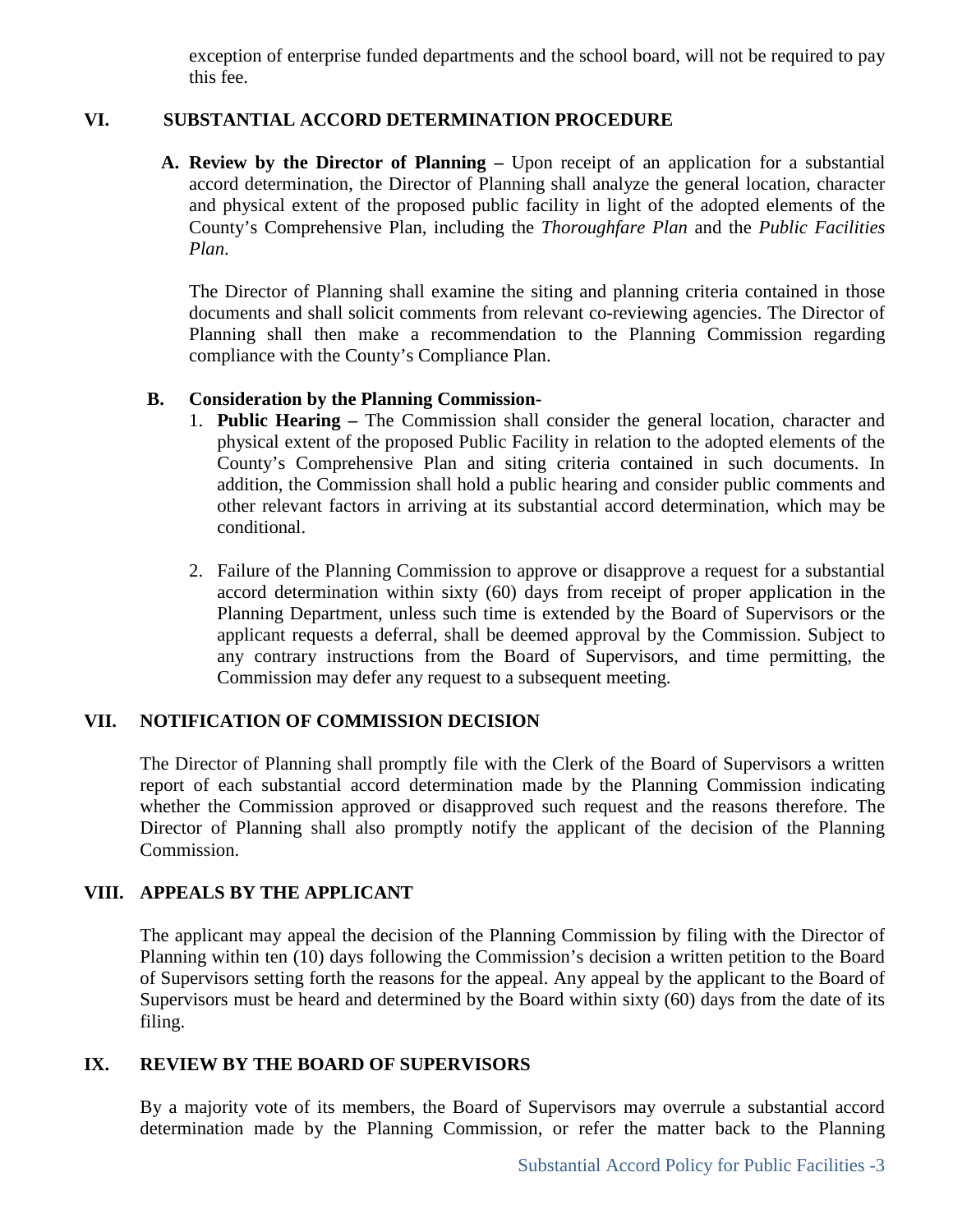exception of enterprise funded departments and the school board, will not be required to pay this fee.

## VI. SUBSTANTIAL ACCORD DETERMINATION PROCEDURE

**A. Review by the Director of Planning –** Upon receipt of an application for a substantial accord determination, the Director of Planning shall analyze the general location, character and physical extent of the proposed public facility in light of the adopted elements of the County's Comprehensive Plan, including the *Thoroughfare Plan* and the *Public Facilities Plan*.

The Director of Planning shall examine the siting and planning criteria contained in those documents and shall solicit comments from relevant co-reviewing agencies. The Director of Planning shall then make a recommendation to the Planning Commission regarding compliance with the County's Compliance Plan.

**B. Consideration by the Planning Commission-**

1. **Public Hearing –** The Commission shall consider the general location, character and physical extent of the proposed Public Facility in relation to the adopted elements of the County's Comprehensive Plan and siting criteria contained in such documents. In addition, the Commission shall hold a public hearing and consider public comments and other relevant factors in arriving at its substantial accord determination, which may be conditional.

2. Failure of the Planning Commission to approve or disapprove a request for a substantial accord determination within sixty (60) days from receipt of proper application in the Planning Department, unless such time is extended by the Board of Supervisors or the applicant requests a deferral, shall be deemed approval by the Commission. Subject to any contrary instructions from the Board of Supervisors, and time permitting, the Commission may defer any request to a subsequent meeting.

## VII. NOTIFICATION OF COMMISSION DECISION

The Director of Planning shall promptly file with the Clerk of the Board of Supervisors a written report of each substantial accord determination made by the Planning Commission indicating whether the Commission approved or disapproved such request and the reasons therefore. The Director of Planning shall also promptly notify the applicant of the decision of the Planning Commission.

## VIII. APPEALS BY THE APPLICANT

The applicant may appeal the decision of the Planning Commission by filing with the Director of Planning within ten (10) days following the Commission's decision a written petition to the Board of Supervisors setting forth the reasons for the appeal. Any appeal by the applicant to the Board of Supervisors must be heard and determined by the Board within sixty (60) days from the date of its filing.

## IX. REVIEW BY THE BOARD OF SUPERVISORS

By a majority vote of its members, the Board of Supervisors may overrule a substantial accord determination made by the Planning Commission, or refer the matter back to the Planning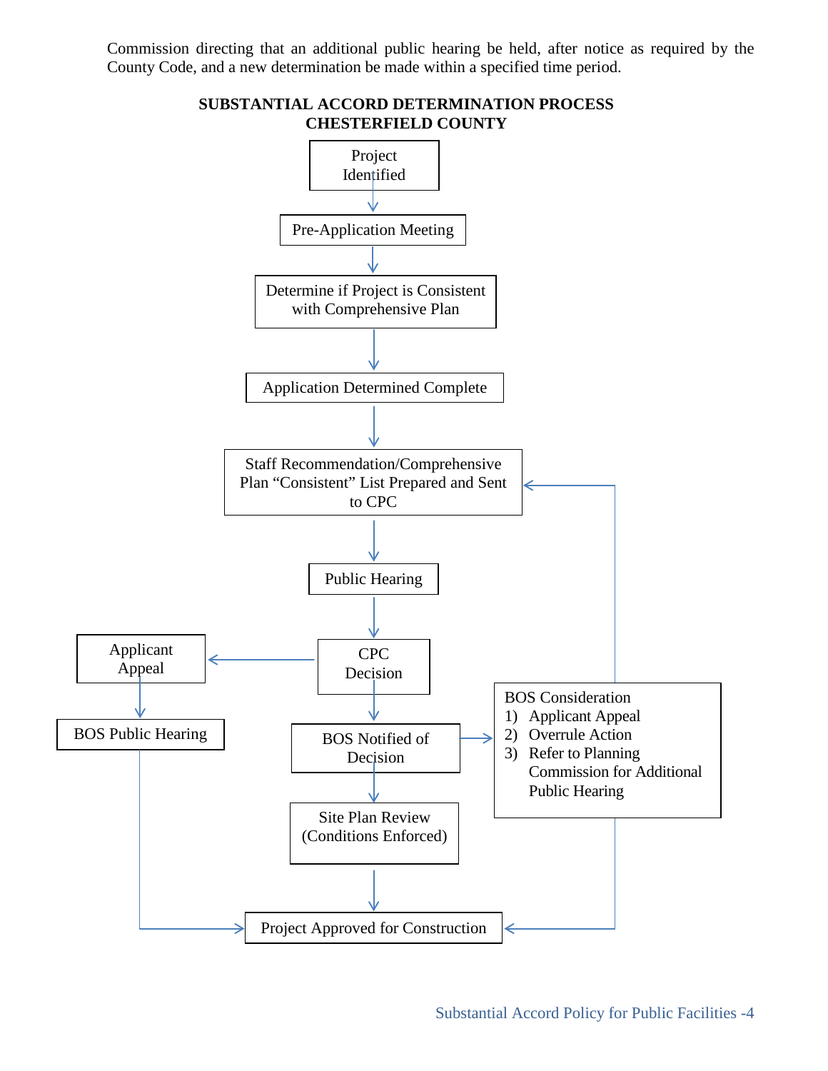Commission directing that an additional public hearing be held, after notice as required by the County Code, and a new determination be made within a specified time period.

**SUBSTANTIAL ACCORD DETERMINATION PROCESS**
**CHESTERFIELD COUNTY**

Project Identified

Pre-Application Meeting

Determine if Project is Consistent with Comprehensive Plan

Application Determined Complete

Staff Recommendation/Comprehensive Plan "Consistent" List Prepared and Sent to CPC

Public Hearing

CPC Decision

Applicant Appeal

BOS Public Hearing

BOS Notified of Decision

BOS Consideration
1) Applicant Appeal
2) Overrule Action
3) Refer to Planning Commission for Additional Public Hearing

Site Plan Review (Conditions Enforced)

Project Approved for Construction